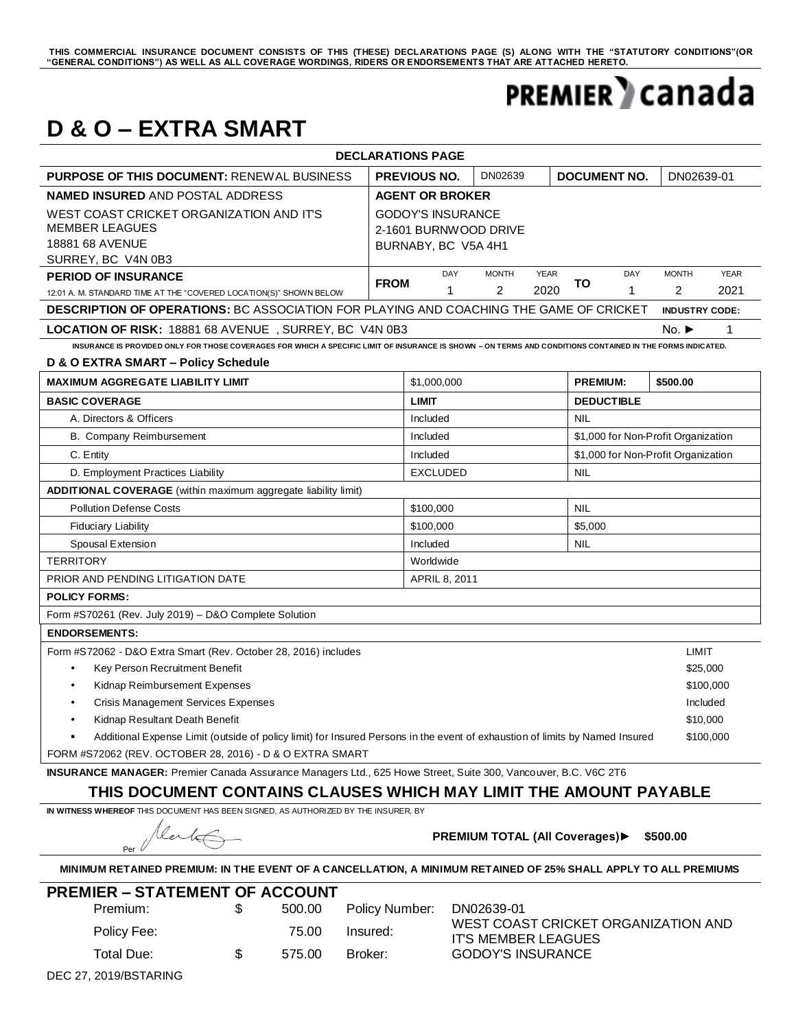**THIS COMMERCIAL INSURANCE DOCUMENT CONSISTS OF THIS (THESE) DECLARATIONS PAGE (S) ALONG WITH THE "STATUTORY CONDITIONS"(OR "GENERAL CONDITIONS") AS WELL AS ALL COVERAGE WORDINGS, RIDERS OR ENDORSEMENTS THAT ARE ATTACHED HERETO.**

PREMIER canada

# D & O – EXTRA SMART

**DECLARATIONS PAGE**

| **PURPOSE OF THIS DOCUMENT:** RENEWAL BUSINESS | **PREVIOUS NO.** | DN02639 | **DOCUMENT NO.** | DN02639-01 |
|---|---|---|---|---|

| **NAMED INSURED** AND POSTAL ADDRESS | **AGENT OR BROKER** |
|---|---|
| WEST COAST CRICKET ORGANIZATION AND IT'S MEMBER LEAGUES<br>18881 68 AVENUE<br>SURREY, BC V4N 0B3 | GODOY'S INSURANCE<br>2-1601 BURNWOOD DRIVE<br>BURNABY, BC V5A 4H1 |

| **PERIOD OF INSURANCE** | | DAY | MONTH | YEAR | | DAY | MONTH | YEAR |
|---|---|---|---|---|---|---|---|---|
| 12:01 A. M. STANDARD TIME AT THE "COVERED LOCATION(S)" SHOWN BELOW | **FROM** | 1 | 2 | 2020 | **TO** | 1 | 2 | 2021 |

**DESCRIPTION OF OPERATIONS:** BC ASSOCIATION FOR PLAYING AND COACHING THE GAME OF CRICKET **INDUSTRY CODE:**

**LOCATION OF RISK:** 18881 68 AVENUE , SURREY, BC V4N 0B3 No. ► 1

**INSURANCE IS PROVIDED ONLY FOR THOSE COVERAGES FOR WHICH A SPECIFIC LIMIT OF INSURANCE IS SHOWN – ON TERMS AND CONDITIONS CONTAINED IN THE FORMS INDICATED.**

**D & O EXTRA SMART – Policy Schedule**

| **MAXIMUM AGGREGATE LIABILITY LIMIT** | $1,000,000 | **PREMIUM:** | **$500.00** |
|---|---|---|---|
| **BASIC COVERAGE** | **LIMIT** | **DEDUCTIBLE** | |
| A. Directors & Officers | Included | NIL | |
| B. Company Reimbursement | Included | $1,000 for Non-Profit Organization | |
| C. Entity | Included | $1,000 for Non-Profit Organization | |
| D. Employment Practices Liability | EXCLUDED | NIL | |
| **ADDITIONAL COVERAGE** (within maximum aggregate liability limit) | | | |
| Pollution Defense Costs | $100,000 | NIL | |
| Fiduciary Liability | $100,000 | $5,000 | |
| Spousal Extension | Included | NIL | |
| TERRITORY | Worldwide | | |
| PRIOR AND PENDING LITIGATION DATE | APRIL 8, 2011 | | |

**POLICY FORMS:**

Form #S70261 (Rev. July 2019) – D&O Complete Solution

**ENDORSEMENTS:**

| Form #S72062 - D&O Extra Smart (Rev. October 28, 2016) includes | LIMIT |
|---|---|
| • Key Person Recruitment Benefit | $25,000 |
| • Kidnap Reimbursement Expenses | $100,000 |
| • Crisis Management Services Expenses | Included |
| • Kidnap Resultant Death Benefit | $10,000 |
| ▪ Additional Expense Limit (outside of policy limit) for Insured Persons in the event of exhaustion of limits by Named Insured | $100,000 |

FORM #S72062 (REV. OCTOBER 28, 2016) - D & O EXTRA SMART

**INSURANCE MANAGER:** Premier Canada Assurance Managers Ltd., 625 Howe Street, Suite 300, Vancouver, B.C. V6C 2T6

## THIS DOCUMENT CONTAINS CLAUSES WHICH MAY LIMIT THE AMOUNT PAYABLE

**IN WITNESS WHEREOF** THIS DOCUMENT HAS BEEN SIGNED, AS AUTHORIZED BY THE INSURER, BY

Per

**PREMIUM TOTAL (All Coverages)► $500.00**

**MINIMUM RETAINED PREMIUM: IN THE EVENT OF A CANCELLATION, A MINIMUM RETAINED OF 25% SHALL APPLY TO ALL PREMIUMS**

## PREMIER – STATEMENT OF ACCOUNT

| | | | | |
|---|---|---|---|---|
| Premium: | $ | 500.00 | Policy Number: | DN02639-01 |
| Policy Fee: | | 75.00 | Insured: | WEST COAST CRICKET ORGANIZATION AND IT'S MEMBER LEAGUES |
| Total Due: | $ | 575.00 | Broker: | GODOY'S INSURANCE |

DEC 27, 2019/BSTARING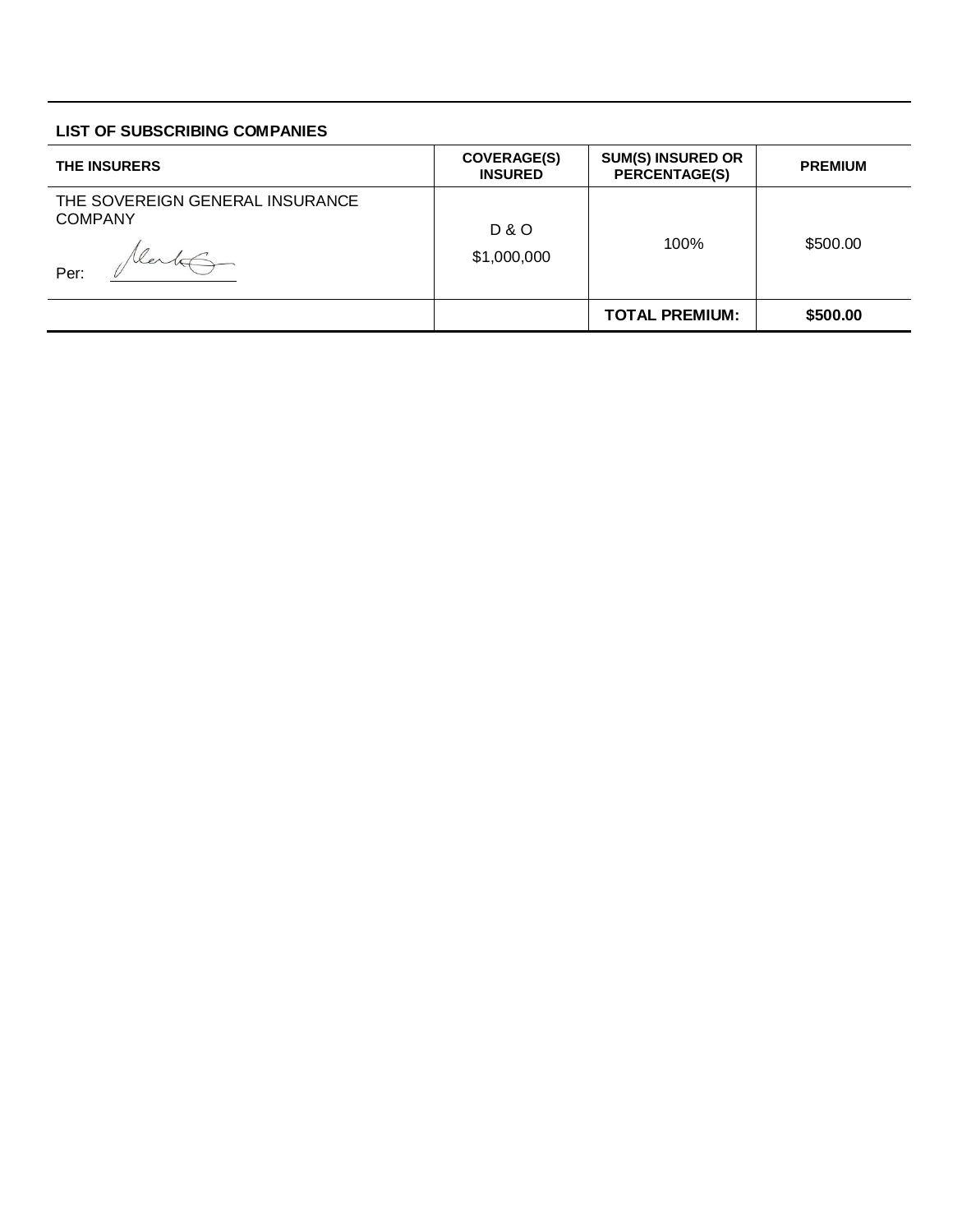## LIST OF SUBSCRIBING COMPANIES

| THE INSURERS | COVERAGE(S) INSURED | SUM(S) INSURED OR PERCENTAGE(S) | PREMIUM |
|---|---|---|---|
| THE SOVEREIGN GENERAL INSURANCE COMPANY<br><br>Per: | D & O<br>$1,000,000 | 100% | $500.00 |
| | | **TOTAL PREMIUM:** | **$500.00** |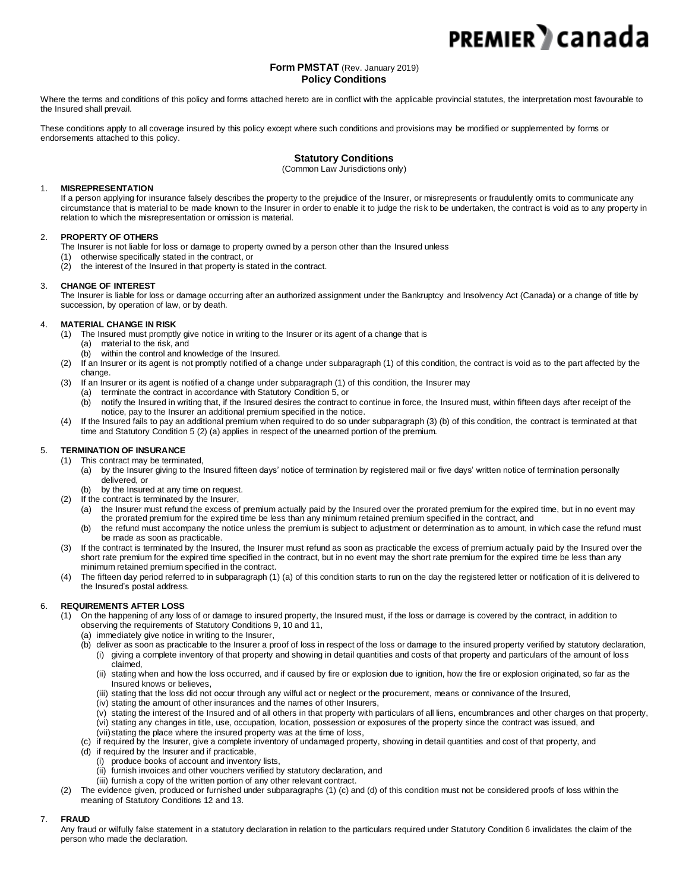**Form PMSTAT** (Rev. January 2019)
**Policy Conditions**

Where the terms and conditions of this policy and forms attached hereto are in conflict with the applicable provincial statutes, the interpretation most favourable to the Insured shall prevail.

These conditions apply to all coverage insured by this policy except where such conditions and provisions may be modified or supplemented by forms or endorsements attached to this policy.

## Statutory Conditions

(Common Law Jurisdictions only)

1. **MISREPRESENTATION**
   If a person applying for insurance falsely describes the property to the prejudice of the Insurer, or misrepresents or fraudulently omits to communicate any circumstance that is material to be made known to the Insurer in order to enable it to judge the risk to be undertaken, the contract is void as to any property in relation to which the misrepresentation or omission is material.

2. **PROPERTY OF OTHERS**
   The Insurer is not liable for loss or damage to property owned by a person other than the Insured unless
   (1) otherwise specifically stated in the contract, or
   (2) the interest of the Insured in that property is stated in the contract.

3. **CHANGE OF INTEREST**
   The Insurer is liable for loss or damage occurring after an authorized assignment under the Bankruptcy and Insolvency Act (Canada) or a change of title by succession, by operation of law, or by death.

4. **MATERIAL CHANGE IN RISK**
   (1) The Insured must promptly give notice in writing to the Insurer or its agent of a change that is
      (a) material to the risk, and
      (b) within the control and knowledge of the Insured.
   (2) If an Insurer or its agent is not promptly notified of a change under subparagraph (1) of this condition, the contract is void as to the part affected by the change.
   (3) If an Insurer or its agent is notified of a change under subparagraph (1) of this condition, the Insurer may
      (a) terminate the contract in accordance with Statutory Condition 5, or
      (b) notify the Insured in writing that, if the Insured desires the contract to continue in force, the Insured must, within fifteen days after receipt of the notice, pay to the Insurer an additional premium specified in the notice.
   (4) If the Insured fails to pay an additional premium when required to do so under subparagraph (3) (b) of this condition, the contract is terminated at that time and Statutory Condition 5 (2) (a) applies in respect of the unearned portion of the premium.

5. **TERMINATION OF INSURANCE**
   (1) This contract may be terminated,
      (a) by the Insurer giving to the Insured fifteen days' notice of termination by registered mail or five days' written notice of termination personally delivered, or
      (b) by the Insured at any time on request.
   (2) If the contract is terminated by the Insurer,
      (a) the Insurer must refund the excess of premium actually paid by the Insured over the prorated premium for the expired time, but in no event may the prorated premium for the expired time be less than any minimum retained premium specified in the contract, and
      (b) the refund must accompany the notice unless the premium is subject to adjustment or determination as to amount, in which case the refund must be made as soon as practicable.
   (3) If the contract is terminated by the Insured, the Insurer must refund as soon as practicable the excess of premium actually paid by the Insured over the short rate premium for the expired time specified in the contract, but in no event may the short rate premium for the expired time be less than any minimum retained premium specified in the contract.
   (4) The fifteen day period referred to in subparagraph (1) (a) of this condition starts to run on the day the registered letter or notification of it is delivered to the Insured's postal address.

6. **REQUIREMENTS AFTER LOSS**
   (1) On the happening of any loss of or damage to insured property, the Insured must, if the loss or damage is covered by the contract, in addition to observing the requirements of Statutory Conditions 9, 10 and 11,
      (a) immediately give notice in writing to the Insurer,
      (b) deliver as soon as practicable to the Insurer a proof of loss in respect of the loss or damage to the insured property verified by statutory declaration,
         (i) giving a complete inventory of that property and showing in detail quantities and costs of that property and particulars of the amount of loss claimed,
         (ii) stating when and how the loss occurred, and if caused by fire or explosion due to ignition, how the fire or explosion originated, so far as the Insured knows or believes,
         (iii) stating that the loss did not occur through any wilful act or neglect or the procurement, means or connivance of the Insured,
         (iv) stating the amount of other insurances and the names of other Insurers,
         (v) stating the interest of the Insured and of all others in that property with particulars of all liens, encumbrances and other charges on that property,
         (vi) stating any changes in title, use, occupation, location, possession or exposures of the property since the contract was issued, and
         (vii) stating the place where the insured property was at the time of loss,
      (c) if required by the Insurer, give a complete inventory of undamaged property, showing in detail quantities and cost of that property, and
      (d) if required by the Insurer and if practicable,
         (i) produce books of account and inventory lists,
         (ii) furnish invoices and other vouchers verified by statutory declaration, and
         (iii) furnish a copy of the written portion of any other relevant contract.
   (2) The evidence given, produced or furnished under subparagraphs (1) (c) and (d) of this condition must not be considered proofs of loss within the meaning of Statutory Conditions 12 and 13.

7. **FRAUD**
   Any fraud or wilfully false statement in a statutory declaration in relation to the particulars required under Statutory Condition 6 invalidates the claim of the person who made the declaration.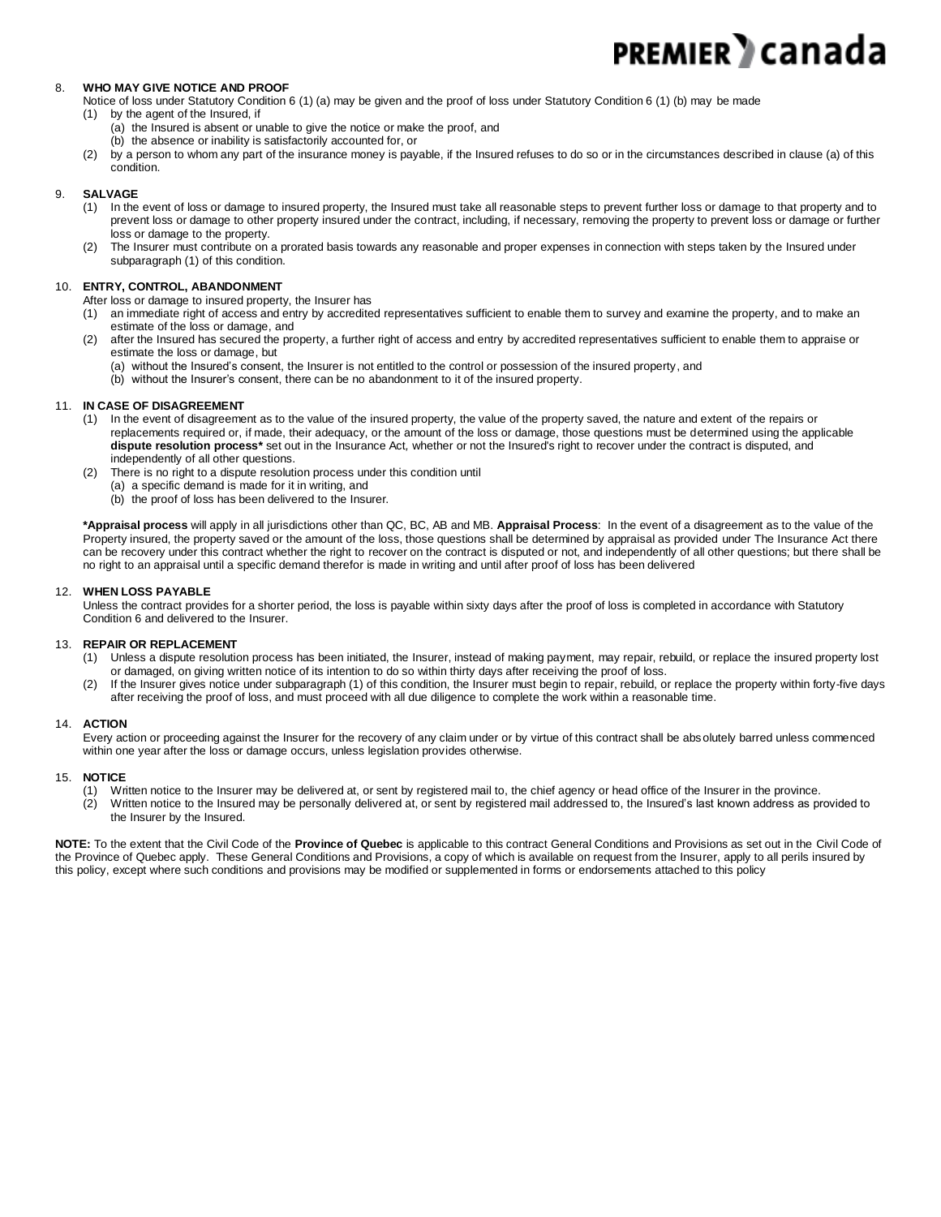8. **WHO MAY GIVE NOTICE AND PROOF**

   Notice of loss under Statutory Condition 6 (1) (a) may be given and the proof of loss under Statutory Condition 6 (1) (b) may be made

   (1) by the agent of the Insured, if
       (a) the Insured is absent or unable to give the notice or make the proof, and
       (b) the absence or inability is satisfactorily accounted for, or
   (2) by a person to whom any part of the insurance money is payable, if the Insured refuses to do so or in the circumstances described in clause (a) of this condition.

9. **SALVAGE**

   (1) In the event of loss or damage to insured property, the Insured must take all reasonable steps to prevent further loss or damage to that property and to prevent loss or damage to other property insured under the contract, including, if necessary, removing the property to prevent loss or damage or further loss or damage to the property.
   (2) The Insurer must contribute on a prorated basis towards any reasonable and proper expenses in connection with steps taken by the Insured under subparagraph (1) of this condition.

10. **ENTRY, CONTROL, ABANDONMENT**

    After loss or damage to insured property, the Insurer has

    (1) an immediate right of access and entry by accredited representatives sufficient to enable them to survey and examine the property, and to make an estimate of the loss or damage, and
    (2) after the Insured has secured the property, a further right of access and entry by accredited representatives sufficient to enable them to appraise or estimate the loss or damage, but
        (a) without the Insured's consent, the Insurer is not entitled to the control or possession of the insured property, and
        (b) without the Insurer's consent, there can be no abandonment to it of the insured property.

11. **IN CASE OF DISAGREEMENT**

    (1) In the event of disagreement as to the value of the insured property, the value of the property saved, the nature and extent of the repairs or replacements required or, if made, their adequacy, or the amount of the loss or damage, those questions must be determined using the applicable **dispute resolution process*** set out in the Insurance Act, whether or not the Insured's right to recover under the contract is disputed, and independently of all other questions.
    (2) There is no right to a dispute resolution process under this condition until
        (a) a specific demand is made for it in writing, and
        (b) the proof of loss has been delivered to the Insurer.

    ***Appraisal process** will apply in all jurisdictions other than QC, BC, AB and MB. **Appraisal Process**: In the event of a disagreement as to the value of the Property insured, the property saved or the amount of the loss, those questions shall be determined by appraisal as provided under The Insurance Act there can be recovery under this contract whether the right to recover on the contract is disputed or not, and independently of all other questions; but there shall be no right to an appraisal until a specific demand therefor is made in writing and until after proof of loss has been delivered

12. **WHEN LOSS PAYABLE**

    Unless the contract provides for a shorter period, the loss is payable within sixty days after the proof of loss is completed in accordance with Statutory Condition 6 and delivered to the Insurer.

13. **REPAIR OR REPLACEMENT**

    (1) Unless a dispute resolution process has been initiated, the Insurer, instead of making payment, may repair, rebuild, or replace the insured property lost or damaged, on giving written notice of its intention to do so within thirty days after receiving the proof of loss.
    (2) If the Insurer gives notice under subparagraph (1) of this condition, the Insurer must begin to repair, rebuild, or replace the property within forty-five days after receiving the proof of loss, and must proceed with all due diligence to complete the work within a reasonable time.

14. **ACTION**

    Every action or proceeding against the Insurer for the recovery of any claim under or by virtue of this contract shall be absolutely barred unless commenced within one year after the loss or damage occurs, unless legislation provides otherwise.

15. **NOTICE**

    (1) Written notice to the Insurer may be delivered at, or sent by registered mail to, the chief agency or head office of the Insurer in the province.
    (2) Written notice to the Insured may be personally delivered at, or sent by registered mail addressed to, the Insured's last known address as provided to the Insurer by the Insured.

**NOTE:** To the extent that the Civil Code of the **Province of Quebec** is applicable to this contract General Conditions and Provisions as set out in the Civil Code of the Province of Quebec apply. These General Conditions and Provisions, a copy of which is available on request from the Insurer, apply to all perils insured by this policy, except where such conditions and provisions may be modified or supplemented in forms or endorsements attached to this policy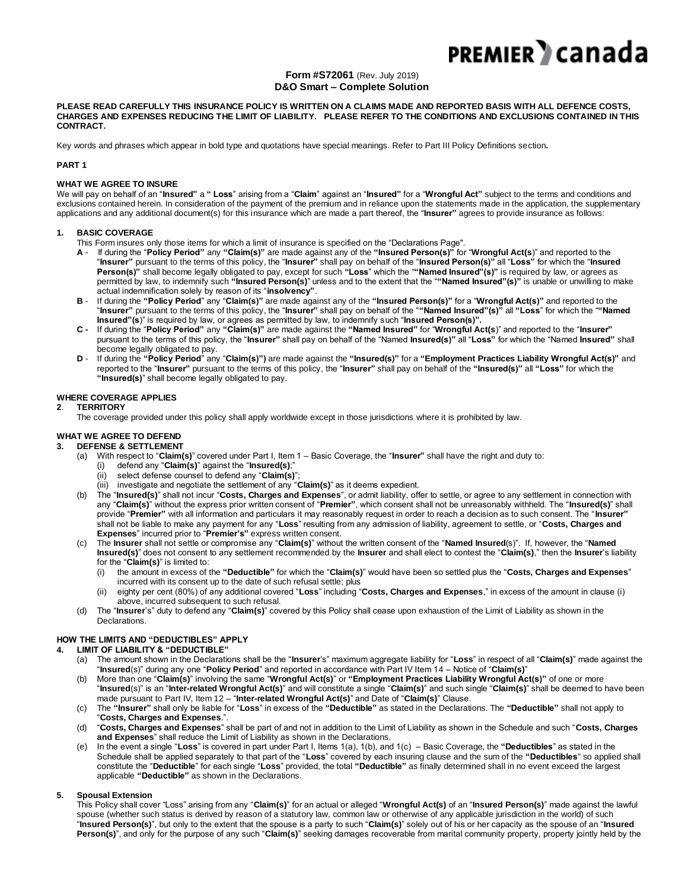**PREMIER canada**

**Form #S72061** (Rev. July 2019)
**D&O Smart – Complete Solution**

**PLEASE READ CAREFULLY THIS INSURANCE POLICY IS WRITTEN ON A CLAIMS MADE AND REPORTED BASIS WITH ALL DEFENCE COSTS, CHARGES AND EXPENSES REDUCING THE LIMIT OF LIABILITY. PLEASE REFER TO THE CONDITIONS AND EXCLUSIONS CONTAINED IN THIS CONTRACT.**

Key words and phrases which appear in bold type and quotations have special meanings. Refer to Part III Policy Definitions section**.**

**PART 1**

**WHAT WE AGREE TO INSURE**

We will pay on behalf of an "**Insured"** a **" Loss**" arising from a "**Claim**" against an "**Insured**" for a "**Wrongful Act"** subject to the terms and conditions and exclusions contained herein. In consideration of the payment of the premium and in reliance upon the statements made in the application, the supplementary applications and any additional document(s) for this insurance which are made a part thereof, the "**Insurer"** agrees to provide insurance as follows:

**1. BASIC COVERAGE**

This Form insures only those items for which a limit of insurance is specified on the "Declarations Page".

**A** - If during the "**Policy Period"** any **"Claim(s)"** are made against any of the **"Insured Person(s)"** for "**Wrongful Act(s**)" and reported to the "**Insurer"** pursuant to the terms of this policy, the "**Insurer"** shall pay on behalf of the "**Insured Person(s)"** all "**Loss"** for which the "**Insured Person(s)"** shall become legally obligated to pay, except for such **"Loss**" which the "**"Named Insured"(s)"** is required by law, or agrees as permitted by law, to indemnify such **"Insured Person(s)"** unless and to the extent that the "**"Named Insured"(s)"** is unable or unwilling to make actual indemnification solely by reason of its "**insolvency"**.

**B** - If during the **"Policy Period**" any "**Claim(s)"** are made against any of the **"Insured Person(s)"** for a "**Wrongful Act(s)"** and reported to the "**Insurer"** pursuant to the terms of this policy, the "**Insurer"** shall pay on behalf of the "**"Named Insured"(s)"** all **"Loss"** for which the "**"Named Insured"(s**)" is required by law, or agrees as permitted by law, to indemnify such "**Insured Person(s)".**

**C -** If during the "**Policy Period**" any **"Claim(s)"** are made against the **"Named Insured"** for "**Wrongful Act(s**)" and reported to the "**Insurer"** pursuant to the terms of this policy, the "**Insurer"** shall pay on behalf of the "Named **Insured(s)"** all "**Loss"** for which the "Named **Insured"** shall become legally obligated to pay.

**D** - If during the **"Policy Period**" any "**Claim(s)")** are made against the **"Insured(s)"** for a **"Employment Practices Liability Wrongful Act(s)"** and reported to the "**Insurer**" pursuant to the terms of this policy, the "**Insurer"** shall pay on behalf of the **"Insured(s)"** all **"Loss"** for which the **"Insured(s)"** shall become legally obligated to pay.

**WHERE COVERAGE APPLIES**

**2**. **TERRITORY**

The coverage provided under this policy shall apply worldwide except in those jurisdictions where it is prohibited by law.

**WHAT WE AGREE TO DEFEND**

**3. DEFENSE & SETTLEMENT**

(a) With respect to "**Claim(s)**" covered under Part I, Item 1 – Basic Coverage, the "**Insurer"** shall have the right and duty to:
   (i) defend any "**Claim(s)**" against the "**Insured(s)**;"
   (ii) select defense counsel to defend any "**Claim(s)**";
   (iii) investigate and negotiate the settlement of any "**Claim(s)**" as it deems expedient.

(b) The "**Insured(s)**" shall not incur "**Costs, Charges and Expenses**", or admit liability, offer to settle, or agree to any settlement in connection with any "**Claim(s)**" without the express prior written consent of "**Premier"**, which consent shall not be unreasonably withheld. The "**Insured(s)**" shall provide "**Premier"** with all information and particulars it may reasonably request in order to reach a decision as to such consent. The "**Insurer"** shall not be liable to make any payment for any "**Loss**" resulting from any admission of liability, agreement to settle, or "**Costs, Charges and Expenses**" incurred prior to "**Premier's"** express written consent.

(c) The **Insurer** shall not settle or compromise any "**Claim(s)**" without the written consent of the "**Named Insured**(s)". If, however, the "**Named Insured(s)**" does not consent to any settlement recommended by the **Insurer** and shall elect to contest the "**Claim(s)**," then the **Insurer**'s liability for the "**Claim(s)**" is limited to:
   (i) the amount in excess of the **"Deductible"** for which the "**Claim(s)**" would have been so settled plus the "**Costs, Charges and Expenses**" incurred with its consent up to the date of such refusal settle; plus
   (ii) eighty per cent (80%) of any additional covered "**Loss**" including "**Costs, Charges and Expenses**," in excess of the amount in clause (i) above, incurred subsequent to such refusal.

(d) The "**Insurer**'s" duty to defend any "**Claim(s)**" covered by this Policy shall cease upon exhaustion of the Limit of Liability as shown in the Declarations.

**HOW THE LIMITS AND "DEDUCTIBLES" APPLY**

**4. LIMIT OF LIABILITY & "DEDUCTIBLE"**

(a) The amount shown in the Declarations shall be the "**Insurer**'s" maximum aggregate liability for "**Loss**" in respect of all "**Claim(s)**" made against the "**Insured**(s)" during any one "**Policy Period**" and reported in accordance with Part IV Item 14 – Notice of "**Claim(s)**"

(b) More than one "**Claim(s)**" involving the same "**Wrongful Act(s)**" or **"Employment Practices Liability Wrongful Act(s)"** of one or more "**Insured**(s)" is an "**Inter-related Wrongful Act(s)**" and will constitute a single "**Claim(s)**" and such single "**Claim(s)**" shall be deemed to have been made pursuant to Part IV, Item 12 – "**Inter-related Wrongful Act(s)**" and Date of "**Claim(s)**" Clause.

(c) The **"Insurer"** shall only be liable for "**Loss**" in excess of the **"Deductible"** as stated in the Declarations. The **"Deductible"** shall not apply to "**Costs, Charges and Expenses**.".

(d) "**Costs, Charges and Expenses**" shall be part of and not in addition to the Limit of Liability as shown in the Schedule and such "**Costs, Charges and Expenses**" shall reduce the Limit of Liability as shown in the Declarations.

(e) In the event a single "**Loss**" is covered in part under Part I, Items 1(a), 1(b), and 1(c) – Basic Coverage, the **"Deductibles**" as stated in the Schedule shall be applied separately to that part of the "**Loss**" covered by each insuring clause and the sum of the **"Deductibles**" so applied shall constitute the "**Deductible**" for each single "**Loss**" provided, the total **"Deductible"** as finally determined shall in no event exceed the largest applicable **"Deductible"** as shown in the Declarations.

**5. Spousal Extension**

This Policy shall cover "Loss" arising from any "**Claim(s)**" for an actual or alleged "**Wrongful Act(s)** of an "**Insured Person(s)**" made against the lawful spouse (whether such status is derived by reason of a statutory law, common law or otherwise of any applicable jurisdiction in the world) of such "**Insured Person(s)**", but only to the extent that the spouse is a party to such "**Claim(s)**" solely out of his or her capacity as the spouse of an "**Insured Person(s)**", and only for the purpose of any such "**Claim(s)**" seeking damages recoverable from marital community property, property jointly held by the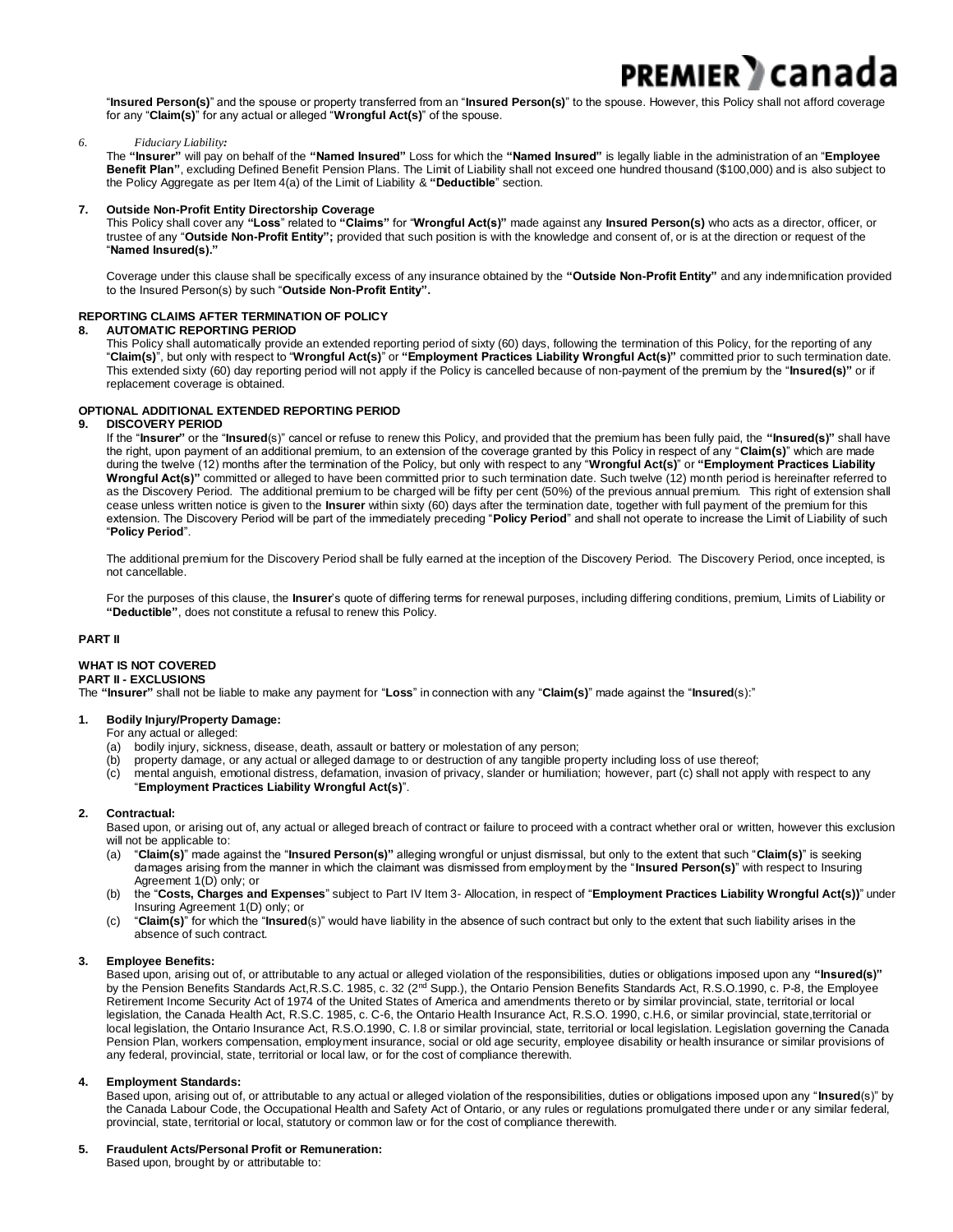"**Insured Person(s)**" and the spouse or property transferred from an "**Insured Person(s)**" to the spouse. However, this Policy shall not afford coverage for any "**Claim(s)**" for any actual or alleged "**Wrongful Act(s)**" of the spouse.

6. *Fiduciary Liability:*

The **"Insurer"** will pay on behalf of the **"Named Insured"** Loss for which the **"Named Insured"** is legally liable in the administration of an "**Employee Benefit Plan"**, excluding Defined Benefit Pension Plans. The Limit of Liability shall not exceed one hundred thousand ($100,000) and is also subject to the Policy Aggregate as per Item 4(a) of the Limit of Liability & **"Deductible**" section.

**7. Outside Non-Profit Entity Directorship Coverage**

This Policy shall cover any **"Loss**" related to **"Claims"** for "**Wrongful Act(s)"** made against any **Insured Person(s)** who acts as a director, officer, or trustee of any "**Outside Non-Profit Entity";** provided that such position is with the knowledge and consent of, or is at the direction or request of the "**Named Insured(s)."**

Coverage under this clause shall be specifically excess of any insurance obtained by the **"Outside Non-Profit Entity"** and any indemnification provided to the Insured Person(s) by such "**Outside Non-Profit Entity".**

**REPORTING CLAIMS AFTER TERMINATION OF POLICY**

**8. AUTOMATIC REPORTING PERIOD**

This Policy shall automatically provide an extended reporting period of sixty (60) days, following the termination of this Policy, for the reporting of any "**Claim(s)**", but only with respect to "**Wrongful Act(s)**" or **"Employment Practices Liability Wrongful Act(s)"** committed prior to such termination date. This extended sixty (60) day reporting period will not apply if the Policy is cancelled because of non-payment of the premium by the "**Insured(s)"** or if replacement coverage is obtained.

**OPTIONAL ADDITIONAL EXTENDED REPORTING PERIOD**

**9. DISCOVERY PERIOD**

If the "**Insurer"** or the "**Insured**(s)" cancel or refuse to renew this Policy, and provided that the premium has been fully paid, the **"Insured(s)"** shall have the right, upon payment of an additional premium, to an extension of the coverage granted by this Policy in respect of any "**Claim(s)**" which are made during the twelve (12) months after the termination of the Policy, but only with respect to any "**Wrongful Act(s)**" or **"Employment Practices Liability Wrongful Act(s)"** committed or alleged to have been committed prior to such termination date. Such twelve (12) month period is hereinafter referred to as the Discovery Period. The additional premium to be charged will be fifty per cent (50%) of the previous annual premium. This right of extension shall cease unless written notice is given to the **Insurer** within sixty (60) days after the termination date, together with full payment of the premium for this extension. The Discovery Period will be part of the immediately preceding "**Policy Period**" and shall not operate to increase the Limit of Liability of such "**Policy Period**".

The additional premium for the Discovery Period shall be fully earned at the inception of the Discovery Period. The Discovery Period, once incepted, is not cancellable.

For the purposes of this clause, the **Insurer**'s quote of differing terms for renewal purposes, including differing conditions, premium, Limits of Liability or **"Deductible"**, does not constitute a refusal to renew this Policy.

**PART II**

**WHAT IS NOT COVERED**

**PART II - EXCLUSIONS**

The **"Insurer"** shall not be liable to make any payment for "**Loss**" in connection with any "**Claim(s)**" made against the "**Insured**(s):"

**1. Bodily Injury/Property Damage:**

For any actual or alleged:

(a) bodily injury, sickness, disease, death, assault or battery or molestation of any person;
(b) property damage, or any actual or alleged damage to or destruction of any tangible property including loss of use thereof;
(c) mental anguish, emotional distress, defamation, invasion of privacy, slander or humiliation; however, part (c) shall not apply with respect to any "**Employment Practices Liability Wrongful Act(s)**".

**2. Contractual:**

Based upon, or arising out of, any actual or alleged breach of contract or failure to proceed with a contract whether oral or written, however this exclusion will not be applicable to:

(a) "**Claim(s)**" made against the "**Insured Person(s)"** alleging wrongful or unjust dismissal, but only to the extent that such "**Claim(s)**" is seeking damages arising from the manner in which the claimant was dismissed from employment by the "**Insured Person(s)**" with respect to Insuring Agreement 1(D) only; or
(b) the "**Costs, Charges and Expenses**" subject to Part IV Item 3- Allocation, in respect of "**Employment Practices Liability Wrongful Act(s))**" under Insuring Agreement 1(D) only; or
(c) "**Claim(s)**" for which the "**Insured**(s)" would have liability in the absence of such contract but only to the extent that such liability arises in the absence of such contract.

**3. Employee Benefits:**

Based upon, arising out of, or attributable to any actual or alleged violation of the responsibilities, duties or obligations imposed upon any **"Insured(s)"** by the Pension Benefits Standards Act,R.S.C. 1985, c. 32 (2nd Supp.), the Ontario Pension Benefits Standards Act, R.S.O.1990, c. P-8, the Employee Retirement Income Security Act of 1974 of the United States of America and amendments thereto or by similar provincial, state, territorial or local legislation, the Canada Health Act, R.S.C. 1985, c. C-6, the Ontario Health Insurance Act, R.S.O. 1990, c.H.6, or similar provincial, state,territorial or local legislation, the Ontario Insurance Act, R.S.O.1990, C. I.8 or similar provincial, state, territorial or local legislation. Legislation governing the Canada Pension Plan, workers compensation, employment insurance, social or old age security, employee disability or health insurance or similar provisions of any federal, provincial, state, territorial or local law, or for the cost of compliance therewith.

**4. Employment Standards:**

Based upon, arising out of, or attributable to any actual or alleged violation of the responsibilities, duties or obligations imposed upon any "**Insured**(s)" by the Canada Labour Code, the Occupational Health and Safety Act of Ontario, or any rules or regulations promulgated there under or any similar federal, provincial, state, territorial or local, statutory or common law or for the cost of compliance therewith.

**5. Fraudulent Acts/Personal Profit or Remuneration:**

Based upon, brought by or attributable to: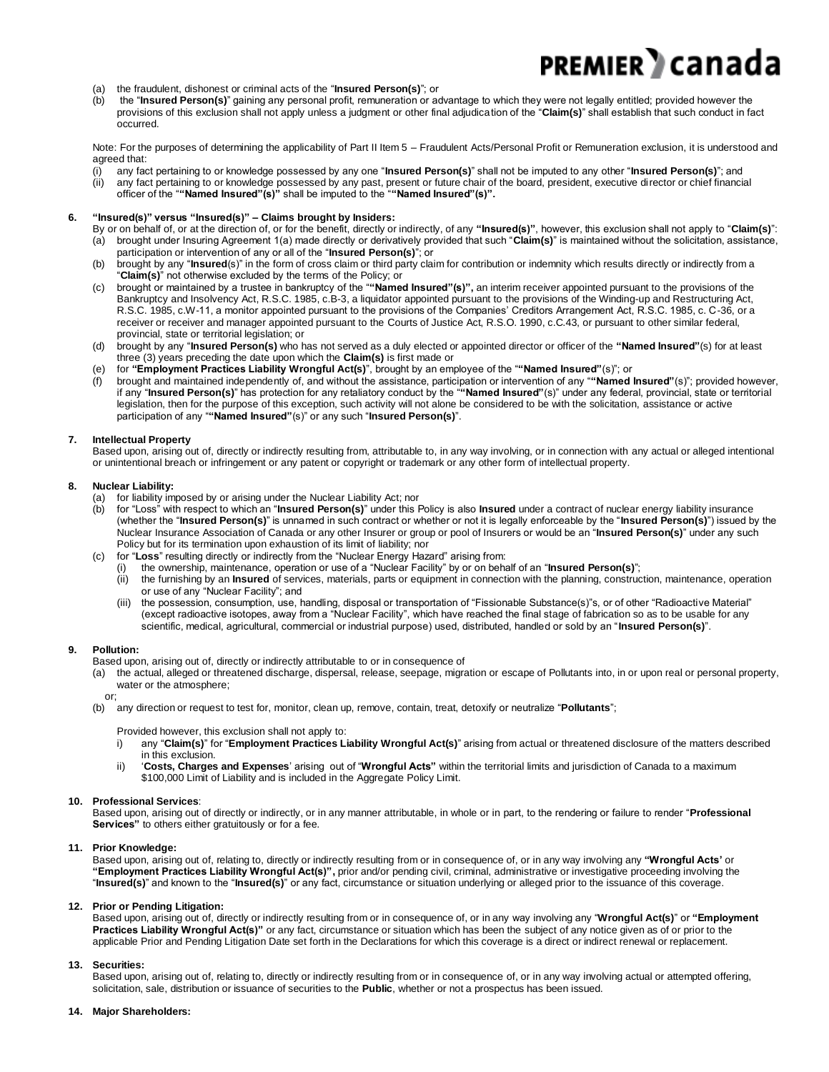(a) the fraudulent, dishonest or criminal acts of the "**Insured Person(s)**"; or
(b) the "**Insured Person(s)**" gaining any personal profit, remuneration or advantage to which they were not legally entitled; provided however the provisions of this exclusion shall not apply unless a judgment or other final adjudication of the "**Claim(s)**" shall establish that such conduct in fact occurred.

Note: For the purposes of determining the applicability of Part II Item 5 – Fraudulent Acts/Personal Profit or Remuneration exclusion, it is understood and agreed that:

(i) any fact pertaining to or knowledge possessed by any one "**Insured Person(s)**" shall not be imputed to any other "**Insured Person(s)**"; and
(ii) any fact pertaining to or knowledge possessed by any past, present or future chair of the board, president, executive director or chief financial officer of the "**"Named Insured"(s)"** shall be imputed to the "**"Named Insured"(s)".**

**6. "Insured(s)" versus "Insured(s)" – Claims brought by Insiders:**

By or on behalf of, or at the direction of, or for the benefit, directly or indirectly, of any **"Insured(s)"**, however, this exclusion shall not apply to "**Claim(s)**":

(a) brought under Insuring Agreement 1(a) made directly or derivatively provided that such "**Claim(s)**" is maintained without the solicitation, assistance, participation or intervention of any or all of the "**Insured Person(s)**"; or
(b) brought by any "**Insured**(s)" in the form of cross claim or third party claim for contribution or indemnity which results directly or indirectly from a "**Claim(s)**" not otherwise excluded by the terms of the Policy; or
(c) brought or maintained by a trustee in bankruptcy of the "**"Named Insured"(s)",** an interim receiver appointed pursuant to the provisions of the Bankruptcy and Insolvency Act, R.S.C. 1985, c.B-3, a liquidator appointed pursuant to the provisions of the Winding-up and Restructuring Act, R.S.C. 1985, c.W-11, a monitor appointed pursuant to the provisions of the Companies' Creditors Arrangement Act, R.S.C. 1985, c. C-36, or a receiver or receiver and manager appointed pursuant to the Courts of Justice Act, R.S.O. 1990, c.C.43, or pursuant to other similar federal, provincial, state or territorial legislation; or
(d) brought by any "**Insured Person(s)** who has not served as a duly elected or appointed director or officer of the **"Named Insured"**(s) for at least three (3) years preceding the date upon which the **Claim(s)** is first made or
(e) for **"Employment Practices Liability Wrongful Act(s)**", brought by an employee of the "**"Named Insured"**(s)"; or
(f) brought and maintained independently of, and without the assistance, participation or intervention of any "**"Named Insured"**(s)"; provided however, if any "**Insured Person(s)**" has protection for any retaliatory conduct by the "**"Named Insured"**(s)" under any federal, provincial, state or territorial legislation, then for the purpose of this exception, such activity will not alone be considered to be with the solicitation, assistance or active participation of any "**"Named Insured"**(s)" or any such "**Insured Person(s)**".

**7. Intellectual Property**

Based upon, arising out of, directly or indirectly resulting from, attributable to, in any way involving, or in connection with any actual or alleged intentional or unintentional breach or infringement or any patent or copyright or trademark or any other form of intellectual property.

**8. Nuclear Liability:**

(a) for liability imposed by or arising under the Nuclear Liability Act; nor
(b) for "Loss" with respect to which an "**Insured Person(s)**" under this Policy is also **Insured** under a contract of nuclear energy liability insurance (whether the "**Insured Person(s)**" is unnamed in such contract or whether or not it is legally enforceable by the "**Insured Person(s)**") issued by the Nuclear Insurance Association of Canada or any other Insurer or group or pool of Insurers or would be an "**Insured Person(s)**" under any such Policy but for its termination upon exhaustion of its limit of liability; nor
(c) for "**Loss**" resulting directly or indirectly from the "Nuclear Energy Hazard" arising from:
    (i) the ownership, maintenance, operation or use of a "Nuclear Facility" by or on behalf of an "**Insured Person(s)**";
    (ii) the furnishing by an **Insured** of services, materials, parts or equipment in connection with the planning, construction, maintenance, operation or use of any "Nuclear Facility"; and
    (iii) the possession, consumption, use, handling, disposal or transportation of "Fissionable Substance(s)"s, or of other "Radioactive Material" (except radioactive isotopes, away from a "Nuclear Facility", which have reached the final stage of fabrication so as to be usable for any scientific, medical, agricultural, commercial or industrial purpose) used, distributed, handled or sold by an "**Insured Person(s)**".

**9. Pollution:**

Based upon, arising out of, directly or indirectly attributable to or in consequence of

(a) the actual, alleged or threatened discharge, dispersal, release, seepage, migration or escape of Pollutants into, in or upon real or personal property, water or the atmosphere;
or;
(b) any direction or request to test for, monitor, clean up, remove, contain, treat, detoxify or neutralize "**Pollutants**";

Provided however, this exclusion shall not apply to:

i) any "**Claim(s)**" for "**Employment Practices Liability Wrongful Act(s)**" arising from actual or threatened disclosure of the matters described in this exclusion.
ii) '**Costs, Charges and Expenses**' arising out of "**Wrongful Acts"** within the territorial limits and jurisdiction of Canada to a maximum $100,000 Limit of Liability and is included in the Aggregate Policy Limit.

**10. Professional Services**:

Based upon, arising out of directly or indirectly, or in any manner attributable, in whole or in part, to the rendering or failure to render "**Professional Services"** to others either gratuitously or for a fee.

**11. Prior Knowledge:**

Based upon, arising out of, relating to, directly or indirectly resulting from or in consequence of, or in any way involving any **"Wrongful Acts'** or **"Employment Practices Liability Wrongful Act(s)",** prior and/or pending civil, criminal, administrative or investigative proceeding involving the "**Insured(s)**" and known to the "**Insured(s)**" or any fact, circumstance or situation underlying or alleged prior to the issuance of this coverage.

**12. Prior or Pending Litigation:**

Based upon, arising out of, directly or indirectly resulting from or in consequence of, or in any way involving any "**Wrongful Act(s)**" or **"Employment Practices Liability Wrongful Act(s)"** or any fact, circumstance or situation which has been the subject of any notice given as of or prior to the applicable Prior and Pending Litigation Date set forth in the Declarations for which this coverage is a direct or indirect renewal or replacement.

**13. Securities:**

Based upon, arising out of, relating to, directly or indirectly resulting from or in consequence of, or in any way involving actual or attempted offering, solicitation, sale, distribution or issuance of securities to the **Public**, whether or not a prospectus has been issued.

**14. Major Shareholders:**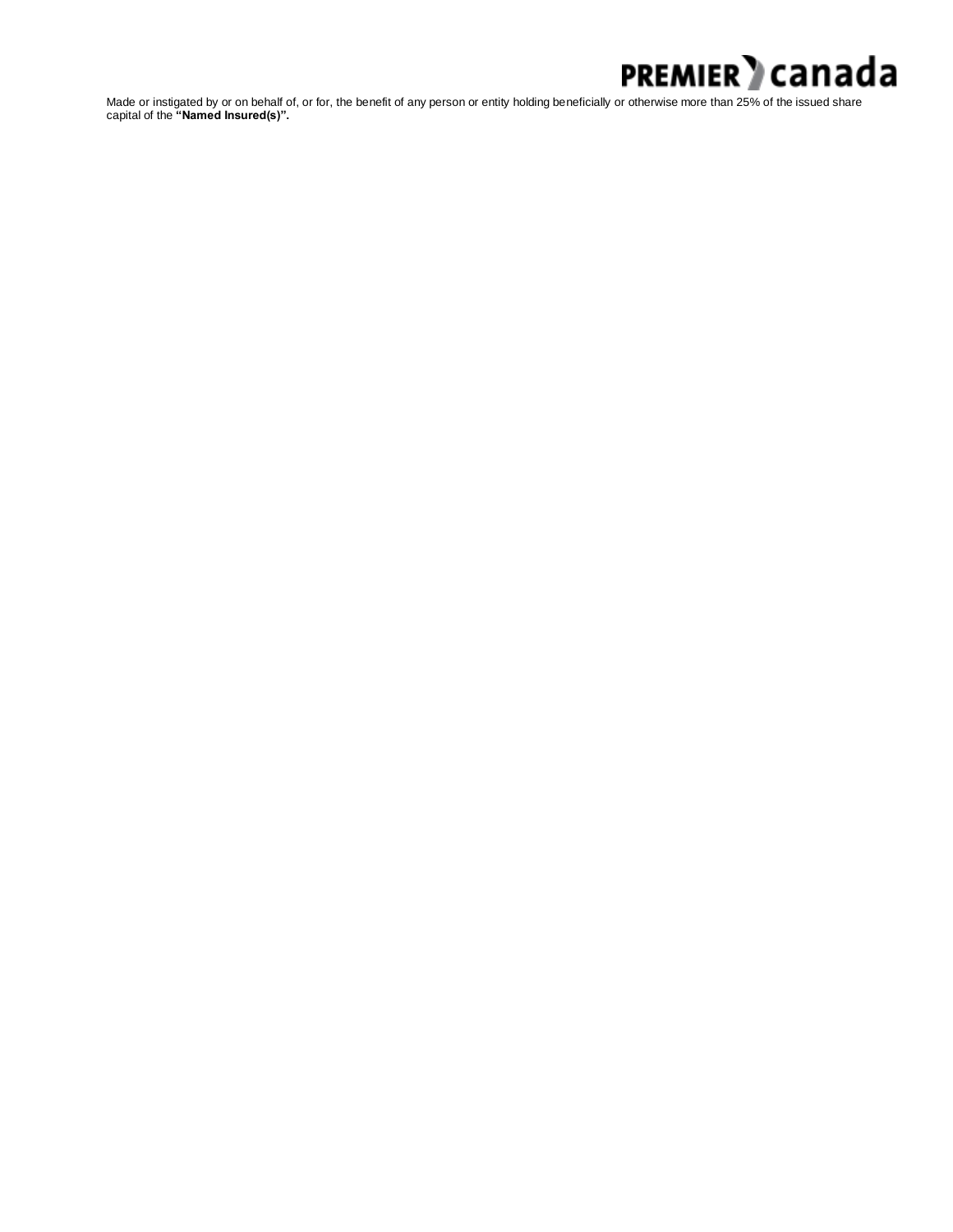Made or instigated by or on behalf of, or for, the benefit of any person or entity holding beneficially or otherwise more than 25% of the issued share capital of the **"Named Insured(s)".**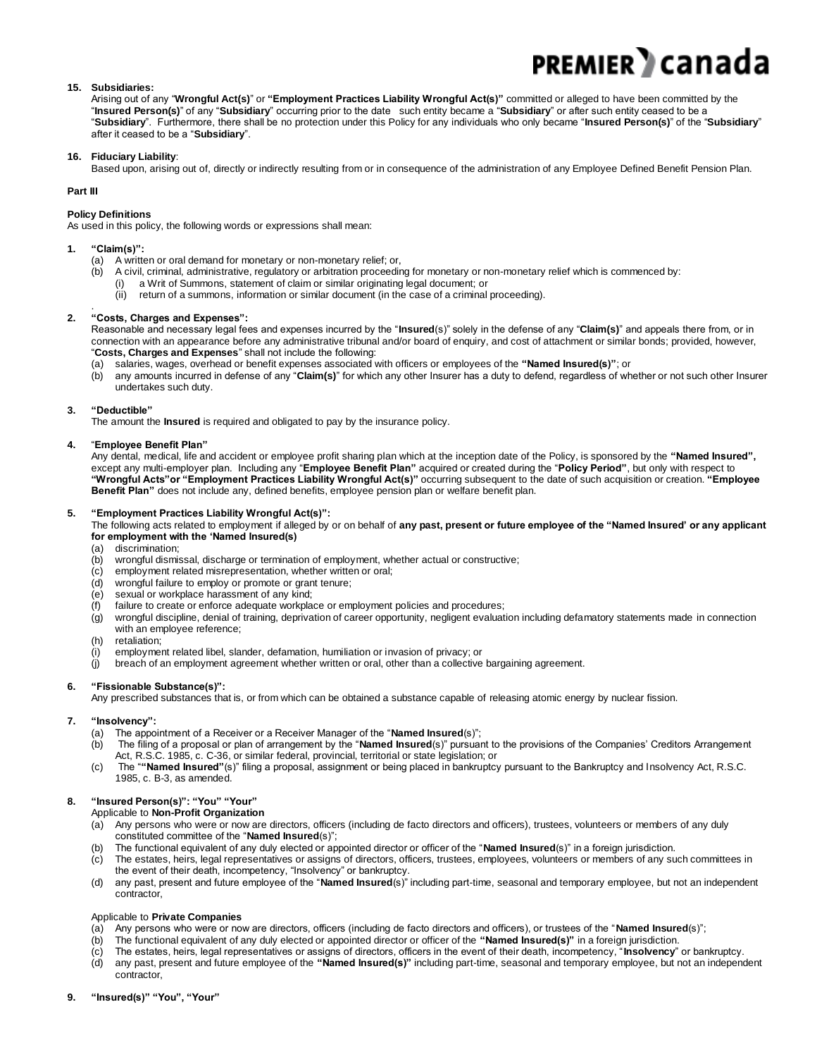**15. Subsidiaries:**

Arising out of any "**Wrongful Act(s)**" or **"Employment Practices Liability Wrongful Act(s)"** committed or alleged to have been committed by the "**Insured Person(s)**" of any "**Subsidiary**" occurring prior to the date such entity became a "**Subsidiary**" or after such entity ceased to be a "**Subsidiary**". Furthermore, there shall be no protection under this Policy for any individuals who only became "**Insured Person(s)**" of the "**Subsidiary**" after it ceased to be a "**Subsidiary**".

**16. Fiduciary Liability**:

Based upon, arising out of, directly or indirectly resulting from or in consequence of the administration of any Employee Defined Benefit Pension Plan.

**Part III**

**Policy Definitions**

As used in this policy, the following words or expressions shall mean:

**1. "Claim(s)":**

(a) A written or oral demand for monetary or non-monetary relief; or,
(b) A civil, criminal, administrative, regulatory or arbitration proceeding for monetary or non-monetary relief which is commenced by:
  (i) a Writ of Summons, statement of claim or similar originating legal document; or
  (ii) return of a summons, information or similar document (in the case of a criminal proceeding).

**2. "Costs, Charges and Expenses":**

Reasonable and necessary legal fees and expenses incurred by the "**Insured**(s)" solely in the defense of any "**Claim(s)**" and appeals there from, or in connection with an appearance before any administrative tribunal and/or board of enquiry, and cost of attachment or similar bonds; provided, however, "**Costs, Charges and Expenses**" shall not include the following:

(a) salaries, wages, overhead or benefit expenses associated with officers or employees of the **"Named Insured(s)"**; or
(b) any amounts incurred in defense of any "**Claim(s)**" for which any other Insurer has a duty to defend, regardless of whether or not such other Insurer undertakes such duty.

**3. "Deductible"**

The amount the **Insured** is required and obligated to pay by the insurance policy.

**4. "Employee Benefit Plan"**

Any dental, medical, life and accident or employee profit sharing plan which at the inception date of the Policy, is sponsored by the **"Named Insured",** except any multi-employer plan. Including any "**Employee Benefit Plan"** acquired or created during the "**Policy Period"**, but only with respect to **"Wrongful Acts"or "Employment Practices Liability Wrongful Act(s)"** occurring subsequent to the date of such acquisition or creation. **"Employee Benefit Plan"** does not include any, defined benefits, employee pension plan or welfare benefit plan.

**5. "Employment Practices Liability Wrongful Act(s)":**

The following acts related to employment if alleged by or on behalf of **any past, present or future employee of the "Named Insured' or any applicant for employment with the 'Named Insured(s)**

(a) discrimination;
(b) wrongful dismissal, discharge or termination of employment, whether actual or constructive;
(c) employment related misrepresentation, whether written or oral;
(d) wrongful failure to employ or promote or grant tenure;
(e) sexual or workplace harassment of any kind;
(f) failure to create or enforce adequate workplace or employment policies and procedures;
(g) wrongful discipline, denial of training, deprivation of career opportunity, negligent evaluation including defamatory statements made in connection with an employee reference;
(h) retaliation;
(i) employment related libel, slander, defamation, humiliation or invasion of privacy; or
(j) breach of an employment agreement whether written or oral, other than a collective bargaining agreement.

**6. "Fissionable Substance(s)":**

Any prescribed substances that is, or from which can be obtained a substance capable of releasing atomic energy by nuclear fission.

**7. "Insolvency":**

(a) The appointment of a Receiver or a Receiver Manager of the "**Named Insured**(s)";
(b) The filing of a proposal or plan of arrangement by the "**Named Insured**(s)" pursuant to the provisions of the Companies' Creditors Arrangement Act, R.S.C. 1985, c. C-36, or similar federal, provincial, territorial or state legislation; or
(c) The "**"Named Insured"**(s)" filing a proposal, assignment or being placed in bankruptcy pursuant to the Bankruptcy and Insolvency Act, R.S.C. 1985, c. B-3, as amended.

**8. "Insured Person(s)": "You" "Your"**

Applicable to **Non-Profit Organization**

(a) Any persons who were or now are directors, officers (including de facto directors and officers), trustees, volunteers or members of any duly constituted committee of the "**Named Insured**(s)";
(b) The functional equivalent of any duly elected or appointed director or officer of the "**Named Insured**(s)" in a foreign jurisdiction.
(c) The estates, heirs, legal representatives or assigns of directors, officers, trustees, employees, volunteers or members of any such committees in the event of their death, incompetency, "Insolvency" or bankruptcy.
(d) any past, present and future employee of the "**Named Insured**(s)" including part-time, seasonal and temporary employee, but not an independent contractor,

Applicable to **Private Companies**

(a) Any persons who were or now are directors, officers (including de facto directors and officers), or trustees of the "**Named Insured**(s)";
(b) The functional equivalent of any duly elected or appointed director or officer of the **"Named Insured(s)"** in a foreign jurisdiction.
(c) The estates, heirs, legal representatives or assigns of directors, officers in the event of their death, incompetency, "**Insolvency**" or bankruptcy.
(d) any past, present and future employee of the **"Named Insured(s)"** including part-time, seasonal and temporary employee, but not an independent contractor,

**9. "Insured(s)" "You", "Your"**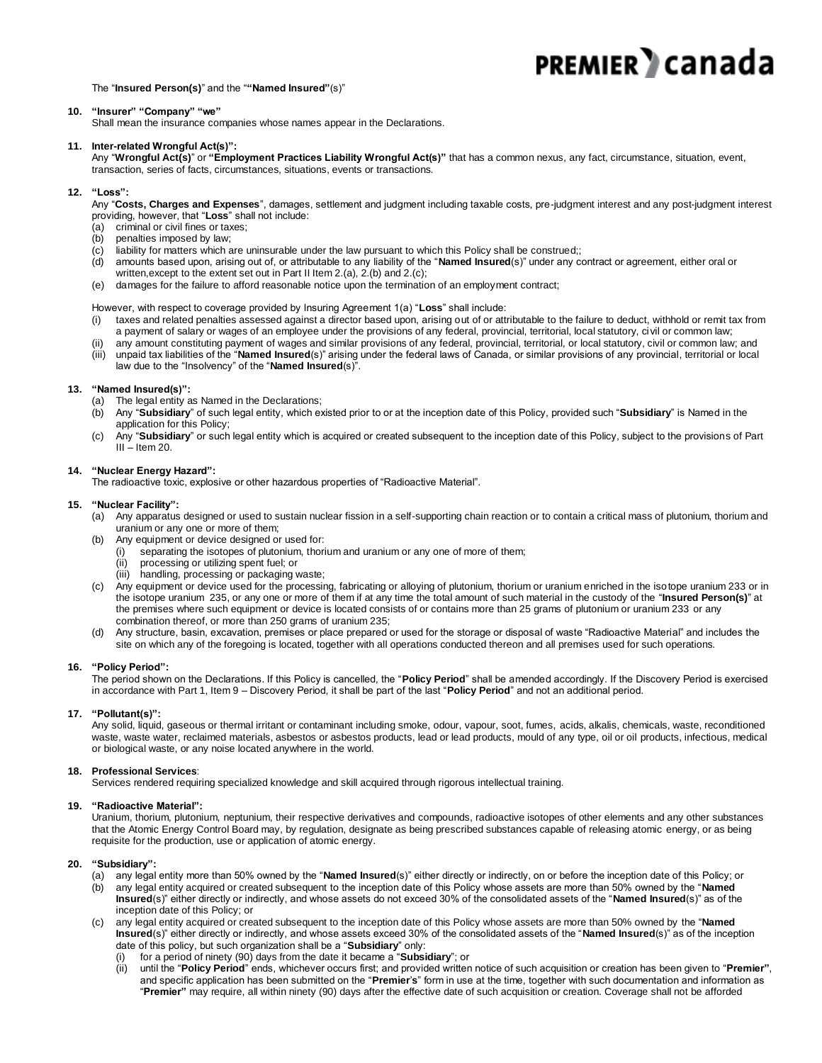The "**Insured Person(s)**" and the ""**Named Insured**"(s)"

**10. "Insurer" "Company" "we"**

Shall mean the insurance companies whose names appear in the Declarations.

**11. Inter-related Wrongful Act(s)":**

Any "**Wrongful Act(s)**" or **"Employment Practices Liability Wrongful Act(s)"** that has a common nexus, any fact, circumstance, situation, event, transaction, series of facts, circumstances, situations, events or transactions.

**12. "Loss":**

Any "**Costs, Charges and Expenses**", damages, settlement and judgment including taxable costs, pre-judgment interest and any post-judgment interest providing, however, that "**Loss**" shall not include:

(a) criminal or civil fines or taxes;
(b) penalties imposed by law;
(c) liability for matters which are uninsurable under the law pursuant to which this Policy shall be construed;;
(d) amounts based upon, arising out of, or attributable to any liability of the "**Named Insured**(s)" under any contract or agreement, either oral or written,except to the extent set out in Part II Item 2.(a), 2.(b) and 2.(c);
(e) damages for the failure to afford reasonable notice upon the termination of an employment contract;

However, with respect to coverage provided by Insuring Agreement 1(a) "**Loss**" shall include:

(i) taxes and related penalties assessed against a director based upon, arising out of or attributable to the failure to deduct, withhold or remit tax from a payment of salary or wages of an employee under the provisions of any federal, provincial, territorial, local statutory, civil or common law;
(ii) any amount constituting payment of wages and similar provisions of any federal, provincial, territorial, or local statutory, civil or common law; and
(iii) unpaid tax liabilities of the "**Named Insured**(s)" arising under the federal laws of Canada, or similar provisions of any provincial, territorial or local law due to the "Insolvency" of the "**Named Insured**(s)".

**13. "Named Insured(s)":**

(a) The legal entity as Named in the Declarations;
(b) Any "**Subsidiary**" of such legal entity, which existed prior to or at the inception date of this Policy, provided such "**Subsidiary**" is Named in the application for this Policy;
(c) Any "**Subsidiary**" or such legal entity which is acquired or created subsequent to the inception date of this Policy, subject to the provisions of Part III – Item 20.

**14. "Nuclear Energy Hazard":**

The radioactive toxic, explosive or other hazardous properties of "Radioactive Material".

**15. "Nuclear Facility":**

(a) Any apparatus designed or used to sustain nuclear fission in a self-supporting chain reaction or to contain a critical mass of plutonium, thorium and uranium or any one or more of them;
(b) Any equipment or device designed or used for:
    (i) separating the isotopes of plutonium, thorium and uranium or any one of more of them;
    (ii) processing or utilizing spent fuel; or
    (iii) handling, processing or packaging waste;
(c) Any equipment or device used for the processing, fabricating or alloying of plutonium, thorium or uranium enriched in the isotope uranium 233 or in the isotope uranium 235, or any one or more of them if at any time the total amount of such material in the custody of the "**Insured Person(s)**" at the premises where such equipment or device is located consists of or contains more than 25 grams of plutonium or uranium 233 or any combination thereof, or more than 250 grams of uranium 235;
(d) Any structure, basin, excavation, premises or place prepared or used for the storage or disposal of waste "Radioactive Material" and includes the site on which any of the foregoing is located, together with all operations conducted thereon and all premises used for such operations.

**16. "Policy Period":**

The period shown on the Declarations. If this Policy is cancelled, the "**Policy Period**" shall be amended accordingly. If the Discovery Period is exercised in accordance with Part 1, Item 9 – Discovery Period, it shall be part of the last "**Policy Period**" and not an additional period.

**17. "Pollutant(s)":**

Any solid, liquid, gaseous or thermal irritant or contaminant including smoke, odour, vapour, soot, fumes, acids, alkalis, chemicals, waste, reconditioned waste, waste water, reclaimed materials, asbestos or asbestos products, lead or lead products, mould of any type, oil or oil products, infectious, medical or biological waste, or any noise located anywhere in the world.

**18. Professional Services**:

Services rendered requiring specialized knowledge and skill acquired through rigorous intellectual training.

**19. "Radioactive Material":**

Uranium, thorium, plutonium, neptunium, their respective derivatives and compounds, radioactive isotopes of other elements and any other substances that the Atomic Energy Control Board may, by regulation, designate as being prescribed substances capable of releasing atomic energy, or as being requisite for the production, use or application of atomic energy.

**20. "Subsidiary":**

(a) any legal entity more than 50% owned by the "**Named Insured**(s)" either directly or indirectly, on or before the inception date of this Policy; or
(b) any legal entity acquired or created subsequent to the inception date of this Policy whose assets are more than 50% owned by the "**Named Insured**(s)" either directly or indirectly, and whose assets do not exceed 30% of the consolidated assets of the "**Named Insured**(s)" as of the inception date of this Policy; or
(c) any legal entity acquired or created subsequent to the inception date of this Policy whose assets are more than 50% owned by the "**Named Insured**(s)" either directly or indirectly, and whose assets exceed 30% of the consolidated assets of the "**Named Insured**(s)" as of the inception date of this policy, but such organization shall be a "**Subsidiary**" only:
    (i) for a period of ninety (90) days from the date it became a "**Subsidiary**"; or
    (ii) until the "**Policy Period**" ends, whichever occurs first; and provided written notice of such acquisition or creation has been given to "**Premier"**, and specific application has been submitted on the "**Premier**'s" form in use at the time, together with such documentation and information as "**Premier"** may require, all within ninety (90) days after the effective date of such acquisition or creation. Coverage shall not be afforded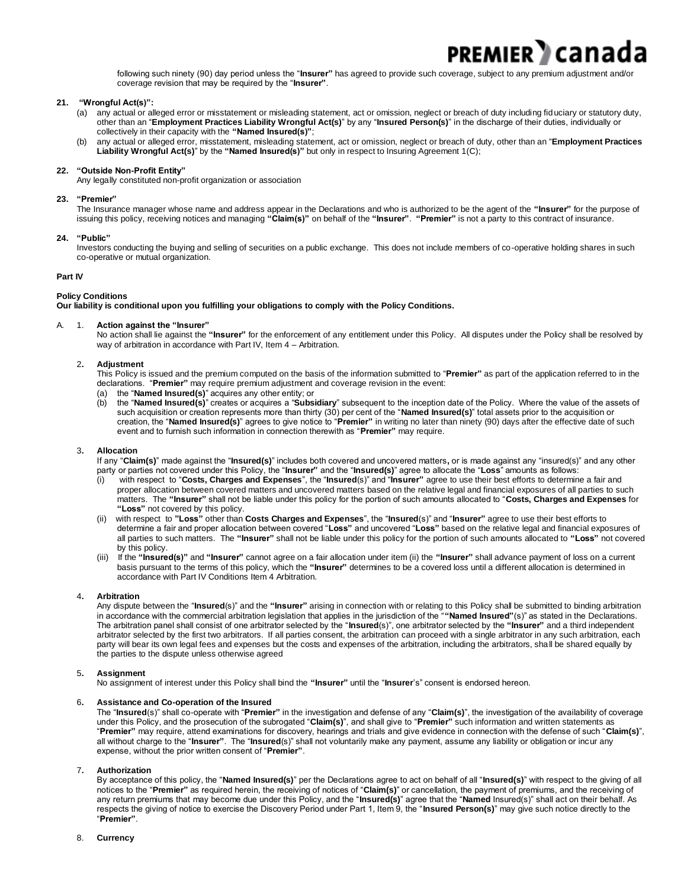following such ninety (90) day period unless the "**Insurer**" has agreed to provide such coverage, subject to any premium adjustment and/or coverage revision that may be required by the "**Insurer**".

**21. "Wrongful Act(s)":**

(a) any actual or alleged error or misstatement or misleading statement, act or omission, neglect or breach of duty including fiduciary or statutory duty, other than an "**Employment Practices Liability Wrongful Act(s)**" by any "**Insured Person(s)**" in the discharge of their duties, individually or collectively in their capacity with the **"Named Insured(s)"**;

(b) any actual or alleged error, misstatement, misleading statement, act or omission, neglect or breach of duty, other than an "**Employment Practices Liability Wrongful Act(s)**" by the **"Named Insured(s)"** but only in respect to Insuring Agreement 1(C);

**22. "Outside Non-Profit Entity"**

Any legally constituted non-profit organization or association

**23. "Premier"**

The Insurance manager whose name and address appear in the Declarations and who is authorized to be the agent of the **"Insurer"** for the purpose of issuing this policy, receiving notices and managing **"Claim(s)"** on behalf of the **"Insurer"**. **"Premier"** is not a party to this contract of insurance.

**24. "Public"**

Investors conducting the buying and selling of securities on a public exchange. This does not include members of co-operative holding shares in such co-operative or mutual organization.

**Part IV**

**Policy Conditions**

**Our liability is conditional upon you fulfilling your obligations to comply with the Policy Conditions.**

A. 1. **Action against the "Insurer"**

No action shall lie against the **"Insurer"** for the enforcement of any entitlement under this Policy. All disputes under the Policy shall be resolved by way of arbitration in accordance with Part IV, Item 4 – Arbitration.

2**. Adjustment**

This Policy is issued and the premium computed on the basis of the information submitted to "**Premier"** as part of the application referred to in the declarations. "**Premier**" may require premium adjustment and coverage revision in the event:

(a) the "**Named Insured(s)**" acquires any other entity; or

(b) the "**Named Insured(s)**" creates or acquires a "**Subsidiary**" subsequent to the inception date of the Policy. Where the value of the assets of such acquisition or creation represents more than thirty (30) per cent of the "**Named Insured(s)**" total assets prior to the acquisition or creation, the "**Named Insured(s)**" agrees to give notice to "**Premier"** in writing no later than ninety (90) days after the effective date of such event and to furnish such information in connection therewith as "**Premier"** may require.

3**. Allocation**

If any "**Claim(s)**" made against the "**Insured(s)**" includes both covered and uncovered matters**,** or is made against any "insured(s)" and any other party or parties not covered under this Policy, the "**Insurer"** and the "**Insured(s)**" agree to allocate the "**Loss**" amounts as follows:

(i) with respect to "**Costs, Charges and Expenses**", the "**Insured**(s)" and "**Insurer"** agree to use their best efforts to determine a fair and proper allocation between covered matters and uncovered matters based on the relative legal and financial exposures of all parties to such matters. The **"Insurer"** shall not be liable under this policy for the portion of such amounts allocated to "**Costs, Charges and Expenses** for **"Loss"** not covered by this policy.

(ii) with respect to **"Loss"** other than **Costs Charges and Expenses**", the "**Insured**(s)" and "**Insurer"** agree to use their best efforts to determine a fair and proper allocation between covered "**Loss"** and uncovered "**Loss"** based on the relative legal and financial exposures of all parties to such matters. The **"Insurer"** shall not be liable under this policy for the portion of such amounts allocated to **"Loss"** not covered by this policy.

(iii) If the **"Insured(s)"** and **"Insurer"** cannot agree on a fair allocation under item (ii) the **"Insurer"** shall advance payment of loss on a current basis pursuant to the terms of this policy, which the **"Insurer"** determines to be a covered loss until a different allocation is determined in accordance with Part IV Conditions Item 4 Arbitration.

4**. Arbitration**

Any dispute between the "**Insured**(s)" and the **"Insurer"** arising in connection with or relating to this Policy shall be submitted to binding arbitration in accordance with the commercial arbitration legislation that applies in the jurisdiction of the "**"Named Insured"**(s)" as stated in the Declarations. The arbitration panel shall consist of one arbitrator selected by the "**Insured**(s)", one arbitrator selected by the **"Insurer"** and a third independent arbitrator selected by the first two arbitrators. If all parties consent, the arbitration can proceed with a single arbitrator in any such arbitration, each party will bear its own legal fees and expenses but the costs and expenses of the arbitration, including the arbitrators, shall be shared equally by the parties to the dispute unless otherwise agreed

5**. Assignment**

No assignment of interest under this Policy shall bind the **"Insurer"** until the "**Insurer**'s" consent is endorsed hereon.

6**. Assistance and Co-operation of the Insured**

The "**Insured**(s)" shall co-operate with "**Premier"** in the investigation and defense of any "**Claim(s)**", the investigation of the availability of coverage under this Policy, and the prosecution of the subrogated "**Claim(s)**", and shall give to "**Premier"** such information and written statements as "**Premier"** may require, attend examinations for discovery, hearings and trials and give evidence in connection with the defense of such "**Claim(s)**", all without charge to the "**Insurer"**. The "**Insured**(s)" shall not voluntarily make any payment, assume any liability or obligation or incur any expense, without the prior written consent of "**Premier"**.

7**. Authorization**

By acceptance of this policy, the "**Named Insured(s)**" per the Declarations agree to act on behalf of all "**Insured(s)**" with respect to the giving of all notices to the "**Premier"** as required herein, the receiving of notices of "**Claim(s)**" or cancellation, the payment of premiums, and the receiving of any return premiums that may become due under this Policy, and the "**Insured(s)**" agree that the "**Named** Insured(s)" shall act on their behalf. As respects the giving of notice to exercise the Discovery Period under Part 1, Item 9, the "**Insured Person(s)**" may give such notice directly to the "**Premier"**.

8. **Currency**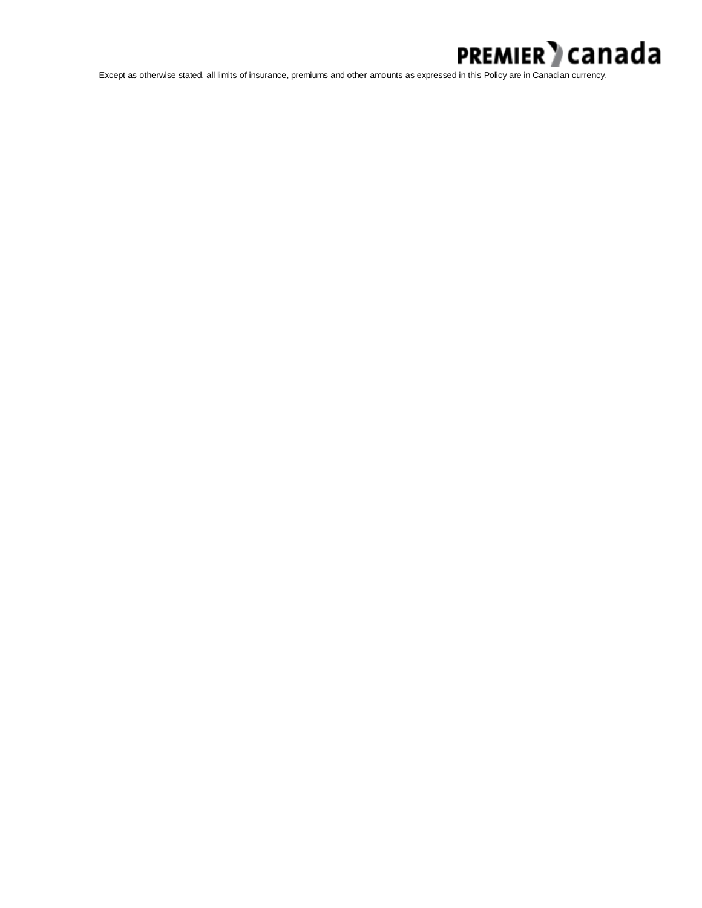Except as otherwise stated, all limits of insurance, premiums and other amounts as expressed in this Policy are in Canadian currency.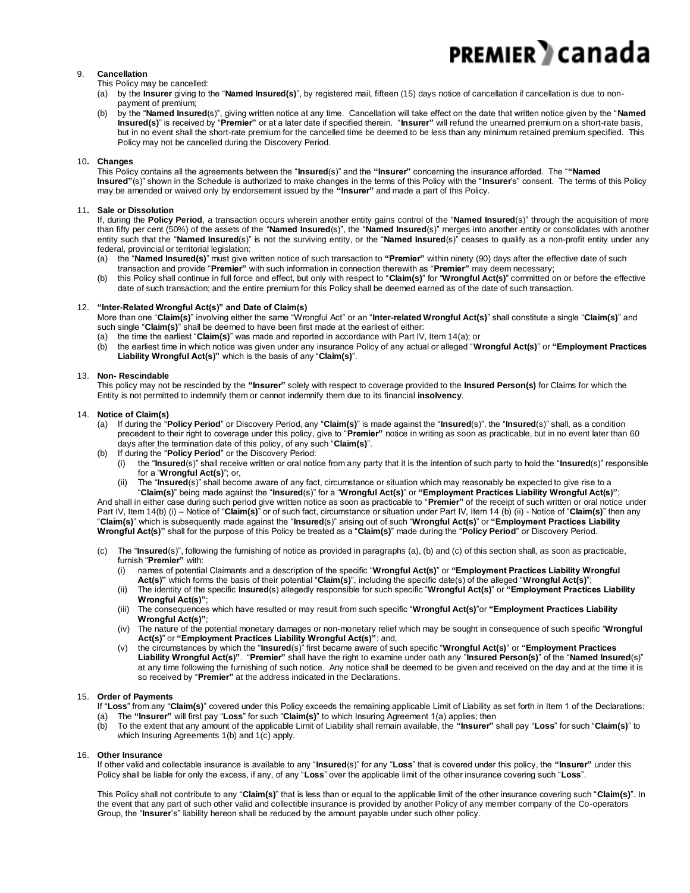9. **Cancellation**

This Policy may be cancelled:

(a) by the **Insurer** giving to the "**Named Insured(s)**", by registered mail, fifteen (15) days notice of cancellation if cancellation is due to non-payment of premium;

(b) by the "**Named Insured**(s)", giving written notice at any time. Cancellation will take effect on the date that written notice given by the "**Named Insured(s)**" is received by "**Premier**" or at a later date if specified therein. "**Insurer"** will refund the unearned premium on a short-rate basis, but in no event shall the short-rate premium for the cancelled time be deemed to be less than any minimum retained premium specified. This Policy may not be cancelled during the Discovery Period.

10**. Changes**

This Policy contains all the agreements between the "**Insured**(s)" and the **"Insurer"** concerning the insurance afforded. The "**"Named Insured"**(s)" shown in the Schedule is authorized to make changes in the terms of this Policy with the "**Insurer**'s" consent. The terms of this Policy may be amended or waived only by endorsement issued by the **"Insurer"** and made a part of this Policy.

11**. Sale or Dissolution**

If, during the **Policy Period**, a transaction occurs wherein another entity gains control of the "**Named Insured**(s)" through the acquisition of more than fifty per cent (50%) of the assets of the "**Named Insured**(s)", the "**Named Insured**(s)" merges into another entity or consolidates with another entity such that the "**Named Insured**(s)" is not the surviving entity, or the "**Named Insured**(s)" ceases to qualify as a non-profit entity under any federal, provincial or territorial legislation:

(a) the "**Named Insured(s)**" must give written notice of such transaction to **"Premier"** within ninety (90) days after the effective date of such transaction and provide "**Premier**" with such information in connection therewith as "**Premier"** may deem necessary;

(b) this Policy shall continue in full force and effect, but only with respect to "**Claim(s)**" for "**Wrongful Act(s)**" committed on or before the effective date of such transaction; and the entire premium for this Policy shall be deemed earned as of the date of such transaction.

12. **"Inter-Related Wrongful Act(s)" and Date of Claim(s)**

More than one "**Claim(s)**" involving either the same "Wrongful Act" or an "**Inter-related Wrongful Act(s)**" shall constitute a single "**Claim(s)**" and such single "**Claim(s)**" shall be deemed to have been first made at the earliest of either:

(a) the time the earliest "**Claim(s)**" was made and reported in accordance with Part IV, Item 14(a); or

(b) the earliest time in which notice was given under any insurance Policy of any actual or alleged "**Wrongful Act(s)**" or **"Employment Practices Liability Wrongful Act(s)"** which is the basis of any "**Claim(s)**".

13. **Non- Rescindable**

This policy may not be rescinded by the **"Insurer"** solely with respect to coverage provided to the **Insured Person(s)** for Claims for which the Entity is not permitted to indemnify them or cannot indemnify them due to its financial **insolvency**.

14. **Notice of Claim(s)**

(a) If during the "**Policy Period**" or Discovery Period, any "**Claim(s)**" is made against the "**Insured**(s)", the "**Insured**(s)" shall, as a condition precedent to their right to coverage under this policy, give to "**Premier"** notice in writing as soon as practicable, but in no event later than 60 days after the termination date of this policy, of any such "**Claim(s)**".

(b) If during the "**Policy Period**" or the Discovery Period:

(i) the "**Insured**(s)" shall receive written or oral notice from any party that it is the intention of such party to hold the "**Insured**(s)" responsible for a "**Wrongful Act(s)**"; or,

(ii) The "**Insured**(s)" shall become aware of any fact, circumstance or situation which may reasonably be expected to give rise to a "**Claim(s)**" being made against the "**Insured**(s)" for a "**Wrongful Act(s)**" or **"Employment Practices Liability Wrongful Act(s)"**;

And shall in either case during such period give written notice as soon as practicable to "**Premier"** of the receipt of such written or oral notice under Part IV, Item 14(b) (i) – Notice of "**Claim(s)**" or of such fact, circumstance or situation under Part IV, Item 14 (b) (ii) - Notice of "**Claim(s)**" then any "**Claim(s)**" which is subsequently made against the "**Insured**(s)" arising out of such "**Wrongful Act(s)**" or **"Employment Practices Liability Wrongful Act(s)"** shall for the purpose of this Policy be treated as a "**Claim(s)**" made during the "**Policy Period**" or Discovery Period.

(c) The "**Insured**(s)", following the furnishing of notice as provided in paragraphs (a), (b) and (c) of this section shall, as soon as practicable, furnish "**Premier**" with:

(i) names of potential Claimants and a description of the specific "**Wrongful Act(s)**" or **"Employment Practices Liability Wrongful Act(s)"** which forms the basis of their potential "**Claim(s)**", including the specific date(s) of the alleged "**Wrongful Act(s)**";

(ii) The identity of the specific **Insured**(s) allegedly responsible for such specific "**Wrongful Act(s)**" or **"Employment Practices Liability Wrongful Act(s)"**;

(iii) The consequences which have resulted or may result from such specific "**Wrongful Act(s)**"or **"Employment Practices Liability Wrongful Act(s)"**;

(iv) The nature of the potential monetary damages or non-monetary relief which may be sought in consequence of such specific "**Wrongful Act(s)**" or **"Employment Practices Liability Wrongful Act(s)"**; and,

(v) the circumstances by which the "**Insured**(s)" first became aware of such specific "**Wrongful Act(s)**" or **"Employment Practices Liability Wrongful Act(s)"**. "**Premier"** shall have the right to examine under oath any "**Insured Person(s)**" of the "**Named Insured**(s)" at any time following the furnishing of such notice. Any notice shall be deemed to be given and received on the day and at the time it is so received by "**Premier**" at the address indicated in the Declarations.

15. **Order of Payments**

If "**Loss**" from any "**Claim(s)**" covered under this Policy exceeds the remaining applicable Limit of Liability as set forth in Item 1 of the Declarations:

(a) The **"Insurer"** will first pay "**Loss**" for such "**Claim(s)**" to which Insuring Agreement 1(a) applies; then

(b) To the extent that any amount of the applicable Limit of Liability shall remain available, the **"Insurer"** shall pay "**Loss**" for such "**Claim(s)**" to which Insuring Agreements 1(b) and 1(c) apply.

16. **Other Insurance**

If other valid and collectable insurance is available to any "**Insured**(s)" for any "**Loss**" that is covered under this policy, the **"Insurer"** under this Policy shall be liable for only the excess, if any, of any "**Loss**" over the applicable limit of the other insurance covering such "**Loss**".

This Policy shall not contribute to any "**Claim(s)**" that is less than or equal to the applicable limit of the other insurance covering such "**Claim(s)**". In the event that any part of such other valid and collectible insurance is provided by another Policy of any member company of the Co-operators Group, the "**Insurer**'s" liability hereon shall be reduced by the amount payable under such other policy.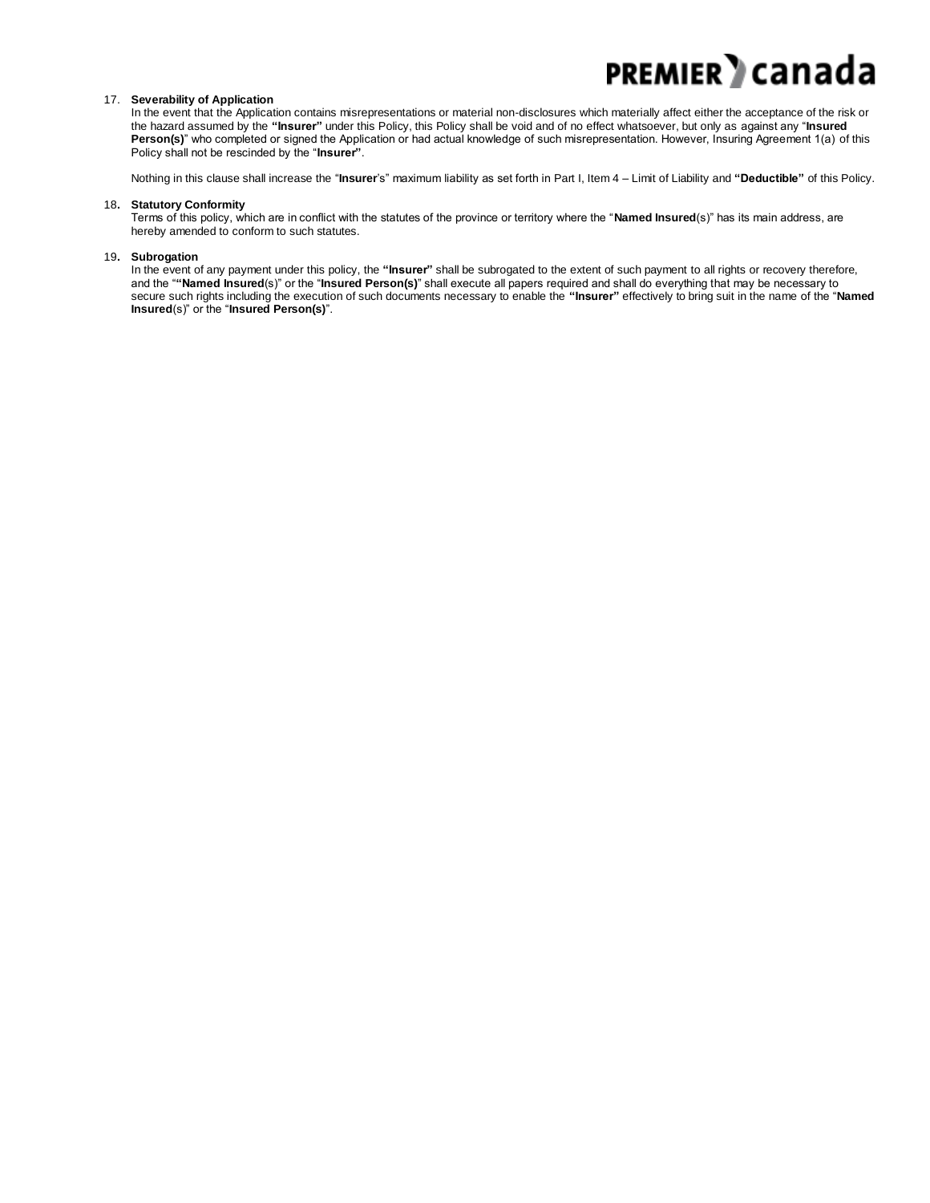17. **Severability of Application**
In the event that the Application contains misrepresentations or material non-disclosures which materially affect either the acceptance of the risk or the hazard assumed by the **"Insurer"** under this Policy, this Policy shall be void and of no effect whatsoever, but only as against any "**Insured Person(s)**" who completed or signed the Application or had actual knowledge of such misrepresentation. However, Insuring Agreement 1(a) of this Policy shall not be rescinded by the "**Insurer"**.

Nothing in this clause shall increase the "**Insurer**'s" maximum liability as set forth in Part I, Item 4 – Limit of Liability and **"Deductible"** of this Policy.

18. **Statutory Conformity**
Terms of this policy, which are in conflict with the statutes of the province or territory where the "**Named Insured**(s)" has its main address, are hereby amended to conform to such statutes.

19. **Subrogation**
In the event of any payment under this policy, the **"Insurer"** shall be subrogated to the extent of such payment to all rights or recovery therefore, and the "**"Named Insured**(s)" or the "**Insured Person(s)**" shall execute all papers required and shall do everything that may be necessary to secure such rights including the execution of such documents necessary to enable the **"Insurer"** effectively to bring suit in the name of the "**Named Insured**(s)" or the "**Insured Person(s)**".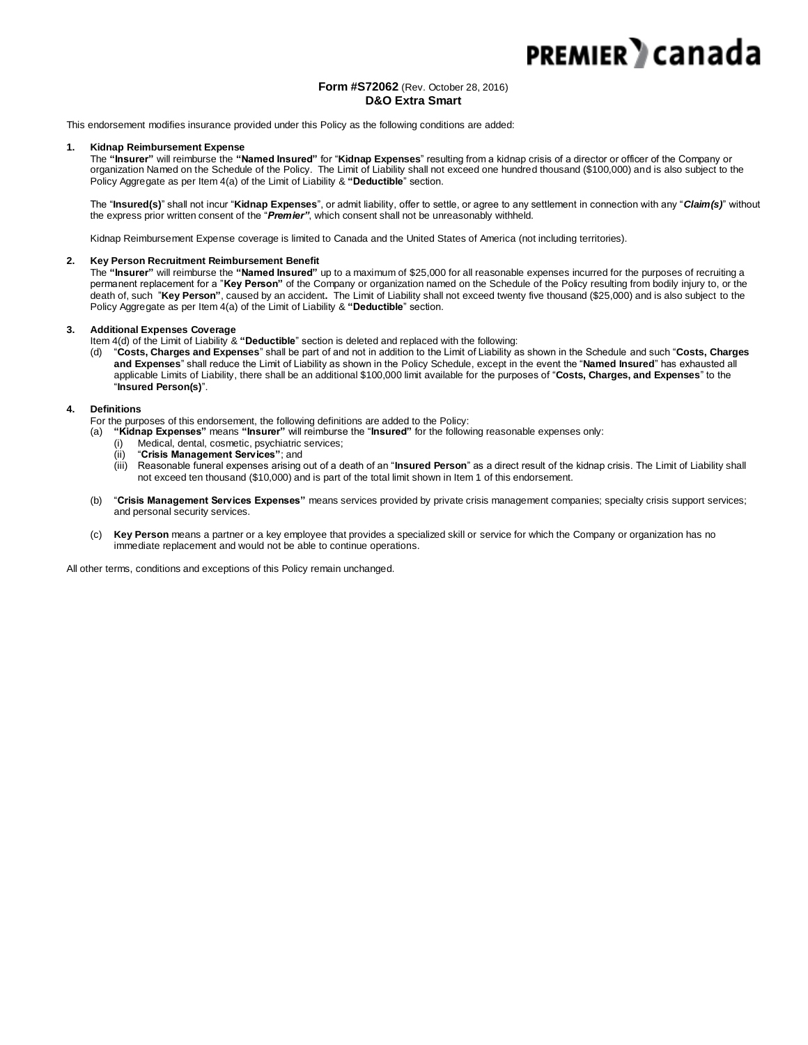**Form #S72062** (Rev. October 28, 2016)
**D&O Extra Smart**

This endorsement modifies insurance provided under this Policy as the following conditions are added:

**1. Kidnap Reimbursement Expense**

The **"Insurer"** will reimburse the **"Named Insured"** for "**Kidnap Expenses**" resulting from a kidnap crisis of a director or officer of the Company or organization Named on the Schedule of the Policy. The Limit of Liability shall not exceed one hundred thousand ($100,000) and is also subject to the Policy Aggregate as per Item 4(a) of the Limit of Liability & **"Deductible**" section.

The "**Insured(s)**" shall not incur "**Kidnap Expenses**", or admit liability, offer to settle, or agree to any settlement in connection with any "***Claim(s)***" without the express prior written consent of the "***Premier"***, which consent shall not be unreasonably withheld.

Kidnap Reimbursement Expense coverage is limited to Canada and the United States of America (not including territories).

**2. Key Person Recruitment Reimbursement Benefit**

The **"Insurer"** will reimburse the **"Named Insured"** up to a maximum of $25,000 for all reasonable expenses incurred for the purposes of recruiting a permanent replacement for a "**Key Person"** of the Company or organization named on the Schedule of the Policy resulting from bodily injury to, or the death of, such "**Key Person"**, caused by an accident**.** The Limit of Liability shall not exceed twenty five thousand ($25,000) and is also subject to the Policy Aggregate as per Item 4(a) of the Limit of Liability & **"Deductible**" section.

**3. Additional Expenses Coverage**

Item 4(d) of the Limit of Liability & **"Deductible**" section is deleted and replaced with the following:

(d) "**Costs, Charges and Expenses**" shall be part of and not in addition to the Limit of Liability as shown in the Schedule and such "**Costs, Charges and Expenses**" shall reduce the Limit of Liability as shown in the Policy Schedule, except in the event the "**Named Insured**" has exhausted all applicable Limits of Liability, there shall be an additional $100,000 limit available for the purposes of "**Costs, Charges, and Expenses**" to the "**Insured Person(s)**".

**4. Definitions**

For the purposes of this endorsement, the following definitions are added to the Policy:

(a) **"Kidnap Expenses"** means **"Insurer"** will reimburse the "**Insured"** for the following reasonable expenses only:

 (i) Medical, dental, cosmetic, psychiatric services;

 (ii) "**Crisis Management Services"**; and

 (iii) Reasonable funeral expenses arising out of a death of an "**Insured Person**" as a direct result of the kidnap crisis. The Limit of Liability shall not exceed ten thousand ($10,000) and is part of the total limit shown in Item 1 of this endorsement.

(b) "**Crisis Management Services Expenses"** means services provided by private crisis management companies; specialty crisis support services; and personal security services.

(c) **Key Person** means a partner or a key employee that provides a specialized skill or service for which the Company or organization has no immediate replacement and would not be able to continue operations.

All other terms, conditions and exceptions of this Policy remain unchanged.